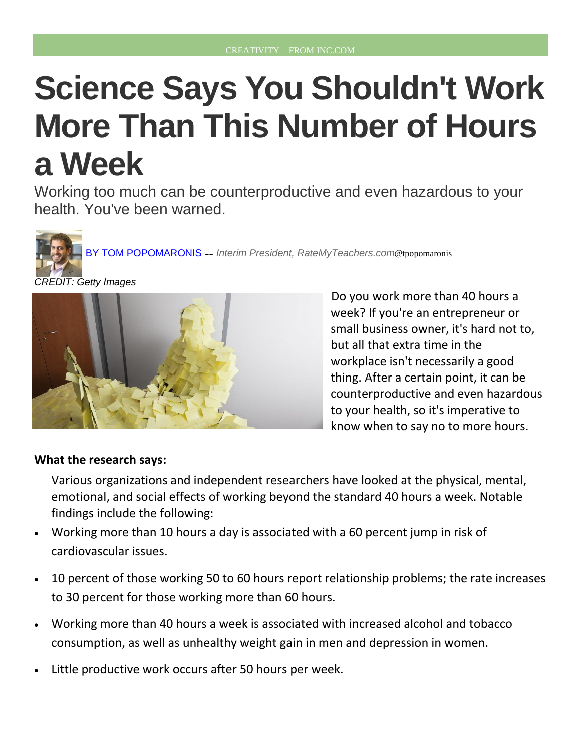CREATIVITY – FROM INC.COM

# Science Says You Shouldn't Work More Than This Number of Hours a Week

Working too much can be counterproductive and even hazardous to your health. You've been warned.

BY TOM POPOMARONIS -- *Interim President, RateMyTeachers.com*@tpopomaronis

*CREDIT: Getty Images*

Do you work more than 40 hours a week? If you're an entrepreneur or small business owner, it's hard not to, but all that extra time in the workplace isn't necessarily a good thing. After a certain point, it can be counterproductive and even hazardous to your health, so it's imperative to know when to say no to more hours.

**What the research says:**

Various organizations and independent researchers have looked at the physical, mental, emotional, and social effects of working beyond the standard 40 hours a week. Notable findings include the following:

- Working more than 10 hours a day is associated with a 60 percent jump in risk of cardiovascular issues.
- 10 percent of those working 50 to 60 hours report relationship problems; the rate increases to 30 percent for those working more than 60 hours.
- Working more than 40 hours a week is associated with increased alcohol and tobacco consumption, as well as unhealthy weight gain in men and depression in women.
- Little productive work occurs after 50 hours per week.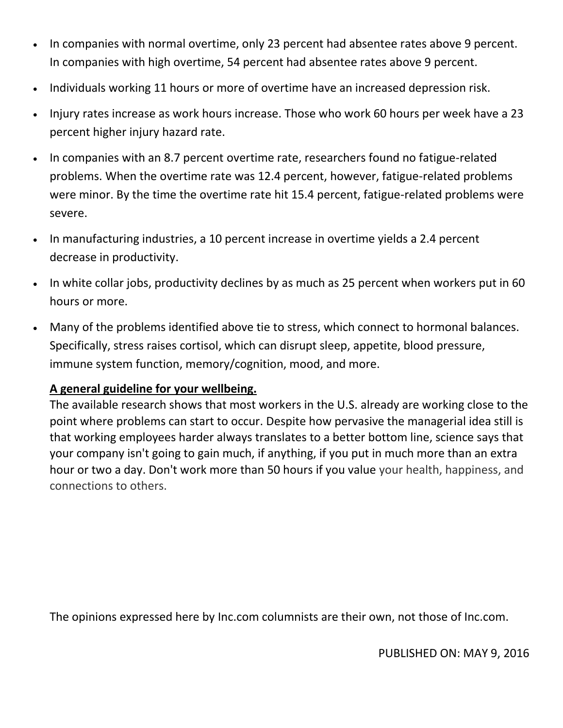- In companies with normal overtime, only 23 percent had absentee rates above 9 percent. In companies with high overtime, 54 percent had absentee rates above 9 percent.
- Individuals working 11 hours or more of overtime have an increased depression risk.
- Injury rates increase as work hours increase. Those who work 60 hours per week have a 23 percent higher injury hazard rate.
- In companies with an 8.7 percent overtime rate, researchers found no fatigue-related problems. When the overtime rate was 12.4 percent, however, fatigue-related problems were minor. By the time the overtime rate hit 15.4 percent, fatigue-related problems were severe.
- In manufacturing industries, a 10 percent increase in overtime yields a 2.4 percent decrease in productivity.
- In white collar jobs, productivity declines by as much as 25 percent when workers put in 60 hours or more.
- Many of the problems identified above tie to stress, which connect to hormonal balances. Specifically, stress raises cortisol, which can disrupt sleep, appetite, blood pressure, immune system function, memory/cognition, mood, and more.

**A general guideline for your wellbeing.**

The available research shows that most workers in the U.S. already are working close to the point where problems can start to occur. Despite how pervasive the managerial idea still is that working employees harder always translates to a better bottom line, science says that your company isn't going to gain much, if anything, if you put in much more than an extra hour or two a day. Don't work more than 50 hours if you value your health, happiness, and connections to others.

The opinions expressed here by Inc.com columnists are their own, not those of Inc.com.

PUBLISHED ON: MAY 9, 2016